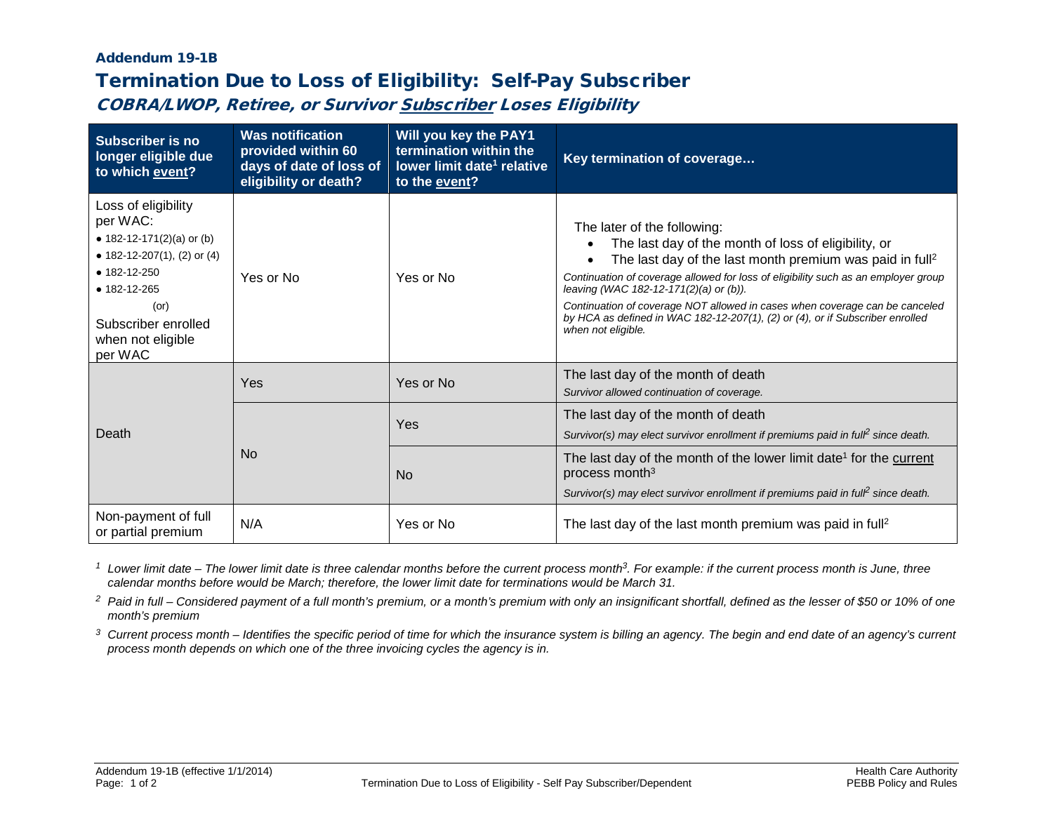### Addendum 19-1B

# Termination Due to Loss of Eligibility: Self-Pay Subscriber

## *COBRA/LWOP, Retiree, or Survivor Subscriber Loses Eligibility*

| Subscriber is no longer eligible due to which event? | Was notification provided within 60 days of date of loss of eligibility or death? | Will you key the PAY1 termination within the lower limit date[1] relative to the event? | Key termination of coverage… |
|---|---|---|---|
| Loss of eligibility per WAC: • 182-12-171(2)(a) or (b) • 182-12-207(1), (2) or (4) • 182-12-250 • 182-12-265 (or) Subscriber enrolled when not eligible per WAC | Yes or No | Yes or No | The later of the following: • The last day of the month of loss of eligibility, or • The last day of the last month premium was paid in full[2] *Continuation of coverage allowed for loss of eligibility such as an employer group leaving (WAC 182-12-171(2)(a) or (b)).* *Continuation of coverage NOT allowed in cases when coverage can be canceled by HCA as defined in WAC 182-12-207(1), (2) or (4), or if Subscriber enrolled when not eligible.* |
| Death | Yes | Yes or No | The last day of the month of death *Survivor allowed continuation of coverage.* |
| Death | No | Yes | The last day of the month of death *Survivor(s) may elect survivor enrollment if premiums paid in full[2] since death.* |
| Death | No | No | The last day of the month of the lower limit date[1] for the current process month[3] *Survivor(s) may elect survivor enrollment if premiums paid in full[2] since death.* |
| Non-payment of full or partial premium | N/A | Yes or No | The last day of the last month premium was paid in full[2] |

*[1] Lower limit date – The lower limit date is three calendar months before the current process month[3]. For example: if the current process month is June, three calendar months before would be March; therefore, the lower limit date for terminations would be March 31.*

*[2] Paid in full – Considered payment of a full month's premium, or a month's premium with only an insignificant shortfall, defined as the lesser of $50 or 10% of one month's premium*

*[3] Current process month – Identifies the specific period of time for which the insurance system is billing an agency. The begin and end date of an agency's current process month depends on which one of the three invoicing cycles the agency is in.*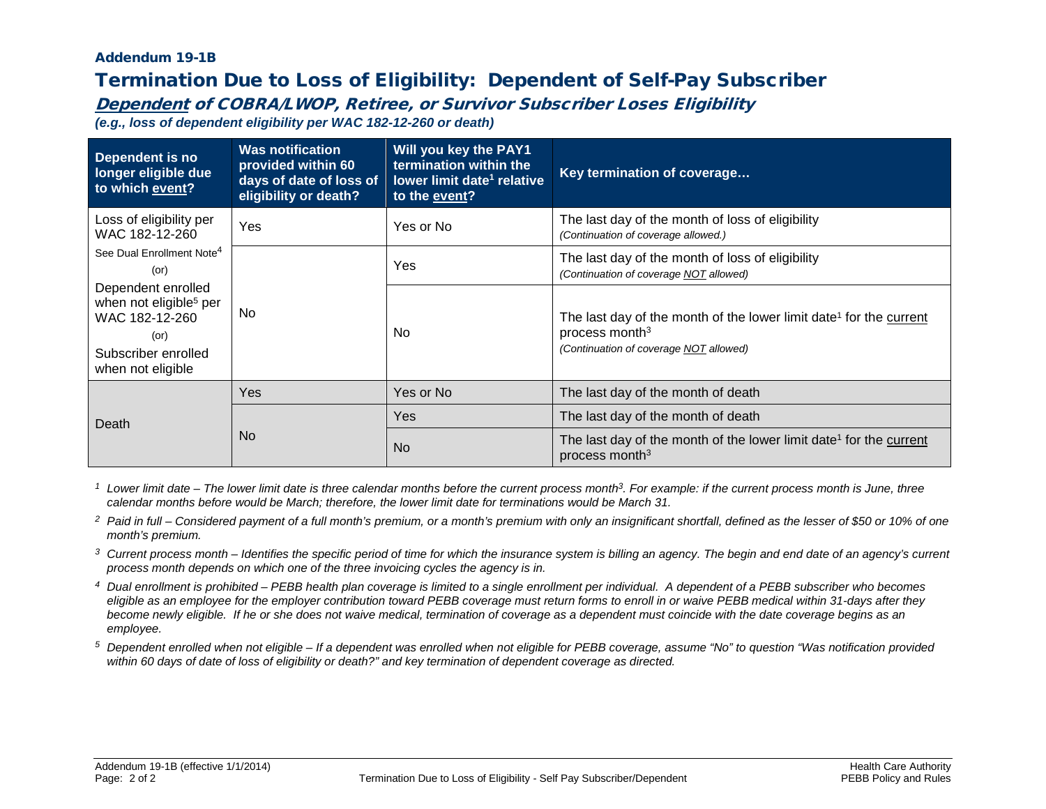**Addendum 19-1B**

# Termination Due to Loss of Eligibility: Dependent of Self-Pay Subscriber

## *Dependent of COBRA/LWOP, Retiree, or Survivor Subscriber Loses Eligibility*

***(e.g., loss of dependent eligibility per WAC 182-12-260 or death)***

| Dependent is no longer eligible due to which event? | Was notification provided within 60 days of date of loss of eligibility or death? | Will you key the PAY1 termination within the lower limit date[1] relative to the event? | Key termination of coverage… |
|---|---|---|---|
| Loss of eligibility per WAC 182-12-260<br>See Dual Enrollment Note[4]<br>(or)<br>Dependent enrolled when not eligible[5] per WAC 182-12-260<br>(or)<br>Subscriber enrolled when not eligible | Yes | Yes or No | The last day of the month of loss of eligibility<br>*(Continuation of coverage allowed.)* |
| | No | Yes | The last day of the month of loss of eligibility<br>*(Continuation of coverage NOT allowed)* |
| | | No | The last day of the month of the lower limit date[1] for the current process month[3]<br>*(Continuation of coverage NOT allowed)* |
| Death | Yes | Yes or No | The last day of the month of death |
| | No | Yes | The last day of the month of death |
| | | No | The last day of the month of the lower limit date[1] for the current process month[3] |

*[1] Lower limit date – The lower limit date is three calendar months before the current process month[3]. For example: if the current process month is June, three calendar months before would be March; therefore, the lower limit date for terminations would be March 31.*

*[2] Paid in full – Considered payment of a full month's premium, or a month's premium with only an insignificant shortfall, defined as the lesser of $50 or 10% of one month's premium.*

*[3] Current process month – Identifies the specific period of time for which the insurance system is billing an agency. The begin and end date of an agency's current process month depends on which one of the three invoicing cycles the agency is in.*

*[4] Dual enrollment is prohibited – PEBB health plan coverage is limited to a single enrollment per individual. A dependent of a PEBB subscriber who becomes eligible as an employee for the employer contribution toward PEBB coverage must return forms to enroll in or waive PEBB medical within 31-days after they become newly eligible. If he or she does not waive medical, termination of coverage as a dependent must coincide with the date coverage begins as an employee.*

*[5] Dependent enrolled when not eligible – If a dependent was enrolled when not eligible for PEBB coverage, assume "No" to question "Was notification provided within 60 days of date of loss of eligibility or death?" and key termination of dependent coverage as directed.*